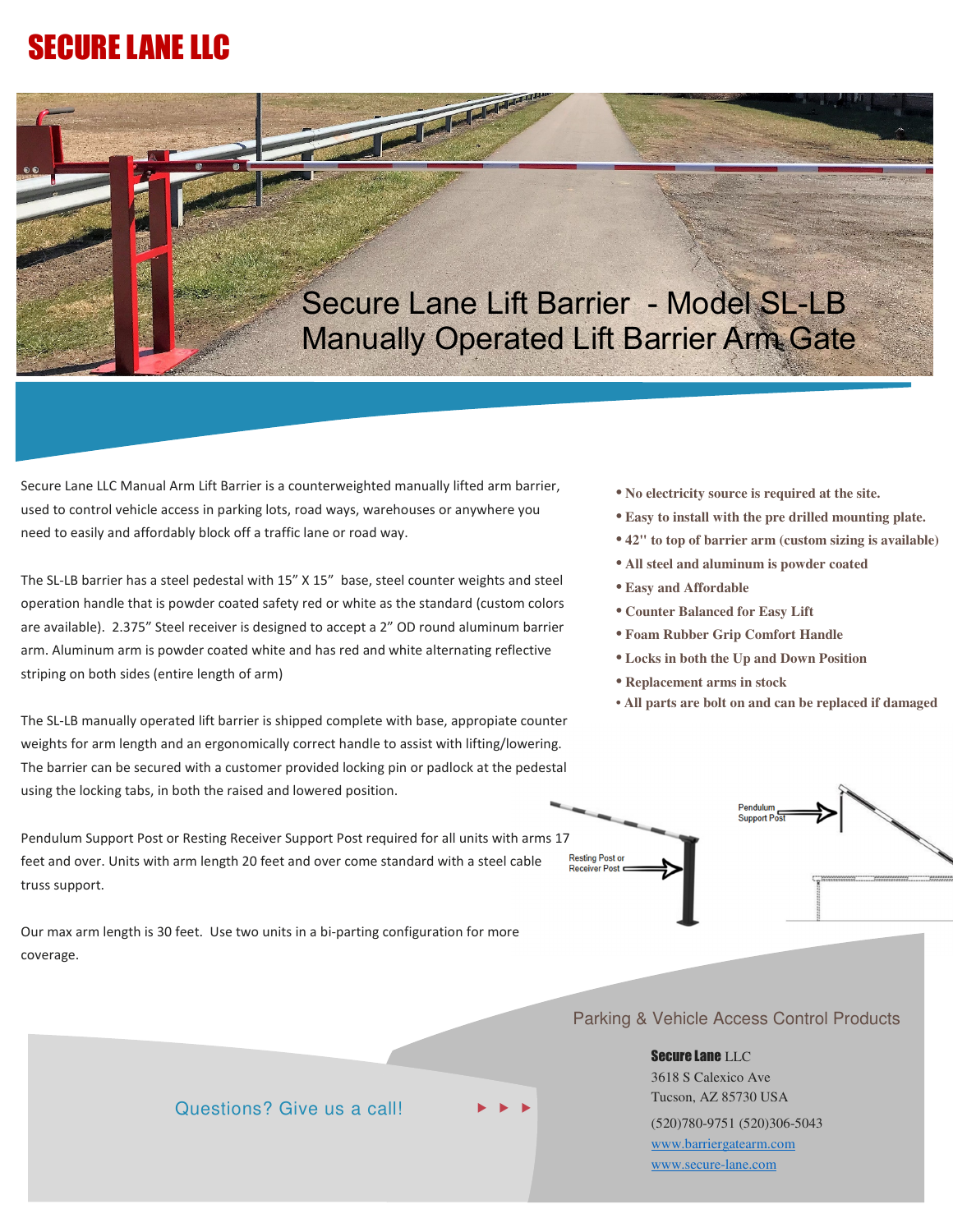# SECURE LANE LLC

## Secure Lane Lift Barrier - Model SL-LB
## Manually Operated Lift Barrier Arm Gate

Secure Lane LLC Manual Arm Lift Barrier is a counterweighted manually lifted arm barrier, used to control vehicle access in parking lots, road ways, warehouses or anywhere you need to easily and affordably block off a traffic lane or road way.

The SL-LB barrier has a steel pedestal with 15" X 15" base, steel counter weights and steel operation handle that is powder coated safety red or white as the standard (custom colors are available). 2.375" Steel receiver is designed to accept a 2" OD round aluminum barrier arm. Aluminum arm is powder coated white and has red and white alternating reflective striping on both sides (entire length of arm)

The SL-LB manually operated lift barrier is shipped complete with base, appropiate counter weights for arm length and an ergonomically correct handle to assist with lifting/lowering. The barrier can be secured with a customer provided locking pin or padlock at the pedestal using the locking tabs, in both the raised and lowered position.

Pendulum Support Post or Resting Receiver Support Post required for all units with arms 17 feet and over. Units with arm length 20 feet and over come standard with a steel cable truss support.

Our max arm length is 30 feet. Use two units in a bi-parting configuration for more coverage.

- **No electricity source is required at the site.**
- **Easy to install with the pre drilled mounting plate.**
- **42" to top of barrier arm (custom sizing is available)**
- **All steel and aluminum is powder coated**
- **Easy and Affordable**
- **Counter Balanced for Easy Lift**
- **Foam Rubber Grip Comfort Handle**
- **Locks in both the Up and Down Position**
- **Replacement arms in stock**
- **All parts are bolt on and can be replaced if damaged**

Resting Post or Receiver Post

Pendulum Support Post

Parking & Vehicle Access Control Products

Questions? Give us a call! ▶ ▶ ▶

**Secure Lane** LLC
3618 S Calexico Ave
Tucson, AZ 85730 USA
(520)780-9751 (520)306-5043
www.barriergatearm.com
www.secure-lane.com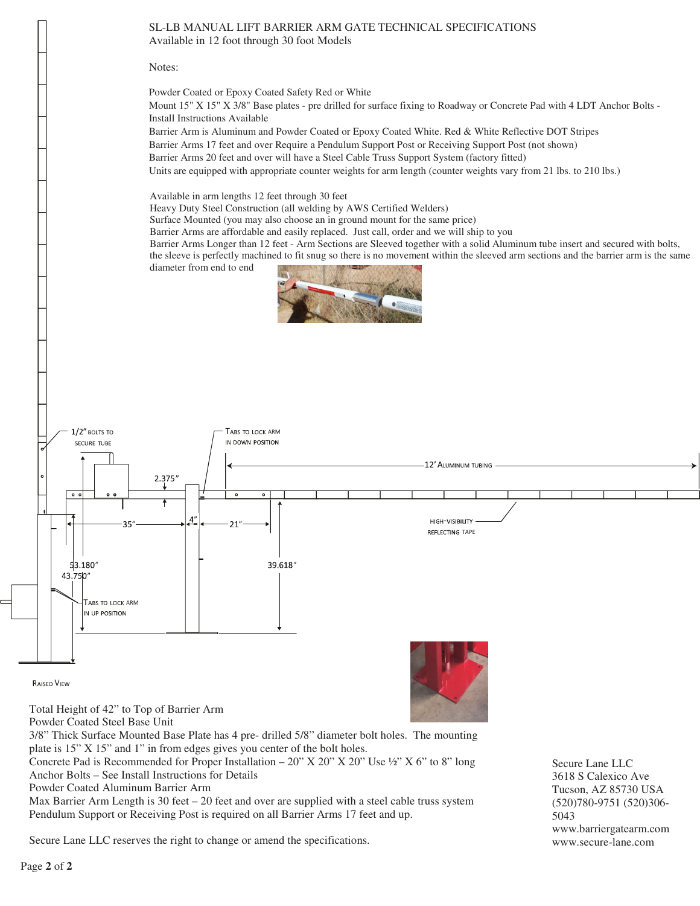# SL-LB MANUAL LIFT BARRIER ARM GATE TECHNICAL SPECIFICATIONS

Available in 12 foot through 30 foot Models

Notes:

Powder Coated or Epoxy Coated Safety Red or White
Mount 15" X 15" X 3/8" Base plates - pre drilled for surface fixing to Roadway or Concrete Pad with 4 LDT Anchor Bolts - Install Instructions Available
Barrier Arm is Aluminum and Powder Coated or Epoxy Coated White. Red & White Reflective DOT Stripes
Barrier Arms 17 feet and over Require a Pendulum Support Post or Receiving Support Post (not shown)
Barrier Arms 20 feet and over will have a Steel Cable Truss Support System (factory fitted)
Units are equipped with appropriate counter weights for arm length (counter weights vary from 21 lbs. to 210 lbs.)

Available in arm lengths 12 feet through 30 feet
Heavy Duty Steel Construction (all welding by AWS Certified Welders)
Surface Mounted (you may also choose an in ground mount for the same price)
Barrier Arms are affordable and easily replaced. Just call, order and we will ship to you
Barrier Arms Longer than 12 feet - Arm Sections are Sleeved together with a solid Aluminum tube insert and secured with bolts, the sleeve is perfectly machined to fit snug so there is no movement within the sleeved arm sections and the barrier arm is the same diameter from end to end

1/2" BOLTS TO SECURE TUBE

TABS TO LOCK ARM IN DOWN POSITION

12' ALUMINUM TUBING

2.375"

35"

4"

21"

HIGH-VISIBILITY REFLECTING TAPE

53.180"

43.750"

39.618"

TABS TO LOCK ARM IN UP POSITION

RAISED VIEW

Total Height of 42" to Top of Barrier Arm
Powder Coated Steel Base Unit
3/8" Thick Surface Mounted Base Plate has 4 pre- drilled 5/8" diameter bolt holes. The mounting plate is 15" X 15" and 1" in from edges gives you center of the bolt holes.
Concrete Pad is Recommended for Proper Installation – 20" X 20" X 20" Use ½" X 6" to 8" long Anchor Bolts – See Install Instructions for Details
Powder Coated Aluminum Barrier Arm
Max Barrier Arm Length is 30 feet – 20 feet and over are supplied with a steel cable truss system
Pendulum Support or Receiving Post is required on all Barrier Arms 17 feet and up.

Secure Lane LLC reserves the right to change or amend the specifications.

Secure Lane LLC
3618 S Calexico Ave
Tucson, AZ 85730 USA
(520)780-9751 (520)306-5043
www.barriergatearm.com
www.secure-lane.com